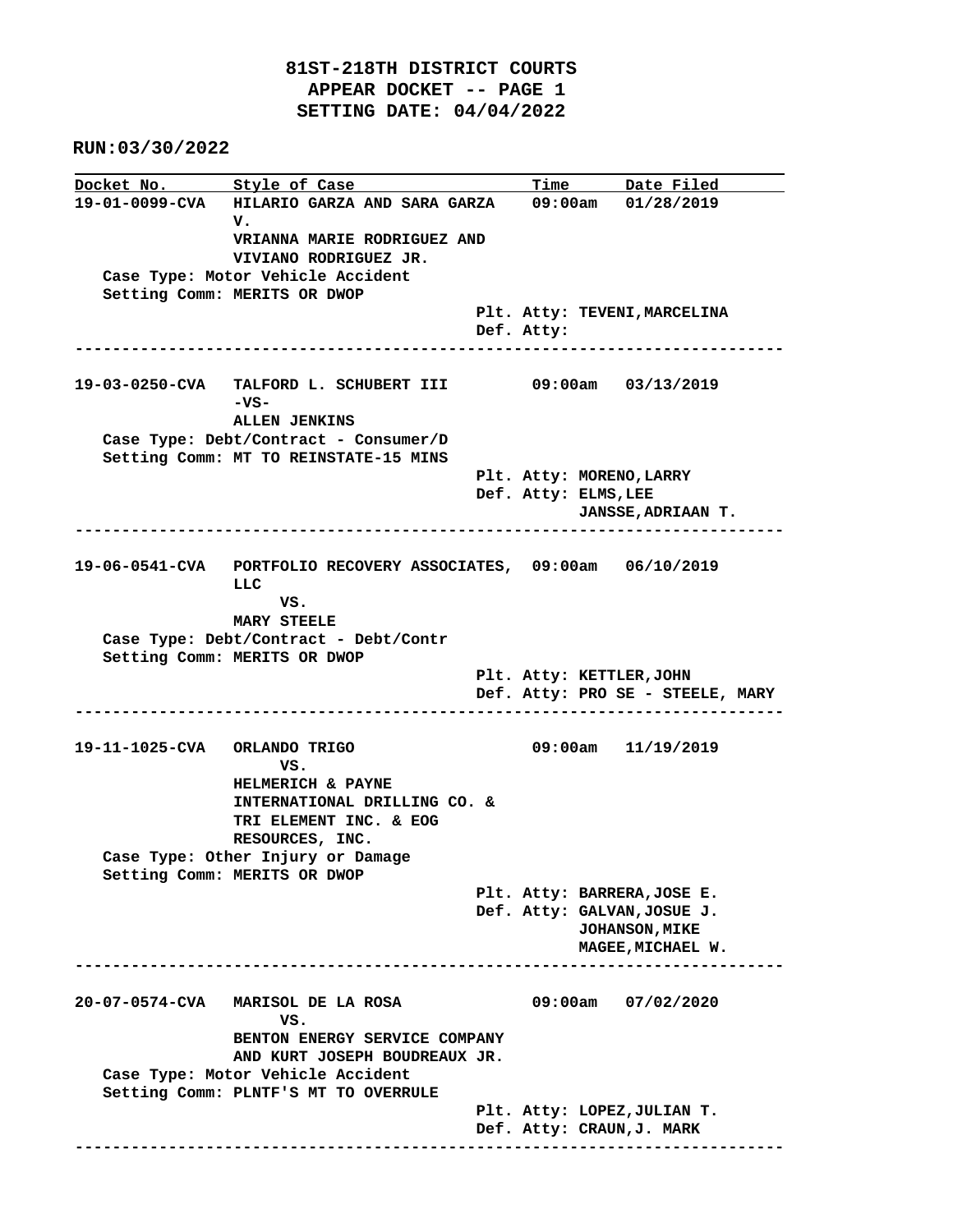**81ST-218TH DISTRICT COURTS**
**APPEAR DOCKET -- PAGE 1**
**SETTING DATE: 04/04/2022**

**RUN:03/30/2022**

| Docket No. | Style of Case | Time | Date Filed |
|---|---|---|---|

**19-01-0099-CVA** HILARIO GARZA AND SARA GARZA V. VRIANNA MARIE RODRIGUEZ AND VIVIANO RODRIGUEZ JR. — 09:00am — 01/28/2019

Case Type: Motor Vehicle Accident
Setting Comm: MERITS OR DWOP
Plt. Atty: TEVENI,MARCELINA
Def. Atty:

---

**19-03-0250-CVA** TALFORD L. SCHUBERT III -VS- ALLEN JENKINS — 09:00am — 03/13/2019

Case Type: Debt/Contract - Consumer/D
Setting Comm: MT TO REINSTATE-15 MINS
Plt. Atty: MORENO,LARRY
Def. Atty: ELMS,LEE
JANSSE,ADRIAAN T.

---

**19-06-0541-CVA** PORTFOLIO RECOVERY ASSOCIATES, LLC VS. MARY STEELE — 09:00am — 06/10/2019

Case Type: Debt/Contract - Debt/Contr
Setting Comm: MERITS OR DWOP
Plt. Atty: KETTLER,JOHN
Def. Atty: PRO SE - STEELE, MARY

---

**19-11-1025-CVA** ORLANDO TRIGO VS. HELMERICH & PAYNE INTERNATIONAL DRILLING CO. & TRI ELEMENT INC. & EOG RESOURCES, INC. — 09:00am — 11/19/2019

Case Type: Other Injury or Damage
Setting Comm: MERITS OR DWOP
Plt. Atty: BARRERA,JOSE E.
Def. Atty: GALVAN,JOSUE J.
JOHANSON,MIKE
MAGEE,MICHAEL W.

---

**20-07-0574-CVA** MARISOL DE LA ROSA VS. BENTON ENERGY SERVICE COMPANY AND KURT JOSEPH BOUDREAUX JR. — 09:00am — 07/02/2020

Case Type: Motor Vehicle Accident
Setting Comm: PLNTF'S MT TO OVERRULE
Plt. Atty: LOPEZ,JULIAN T.
Def. Atty: CRAUN,J. MARK

---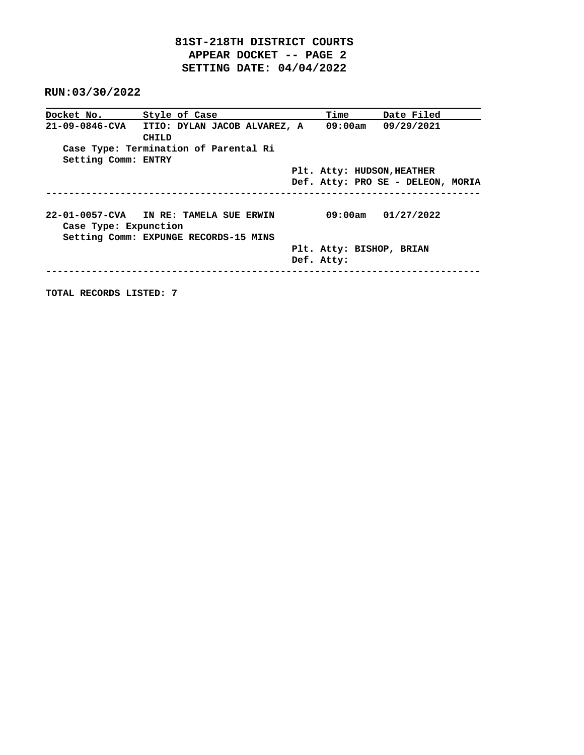# 81ST-218TH DISTRICT COURTS
## APPEAR DOCKET -- PAGE 2
## SETTING DATE: 04/04/2022

**RUN:03/30/2022**

| Docket No. | Style of Case | Time | Date Filed |
|---|---|---|---|
| 21-09-0846-CVA | ITIO: DYLAN JACOB ALVAREZ, A CHILD | 09:00am | 09/29/2021 |

Case Type: Termination of Parental Ri
Setting Comm: ENTRY

Plt. Atty: HUDSON,HEATHER
Def. Atty: PRO SE - DELEON, MORIA

---

| Docket No. | Style of Case | Time | Date Filed |
|---|---|---|---|
| 22-01-0057-CVA | IN RE: TAMELA SUE ERWIN | 09:00am | 01/27/2022 |

Case Type: Expunction
Setting Comm: EXPUNGE RECORDS-15 MINS

Plt. Atty: BISHOP, BRIAN
Def. Atty:

---

**TOTAL RECORDS LISTED: 7**